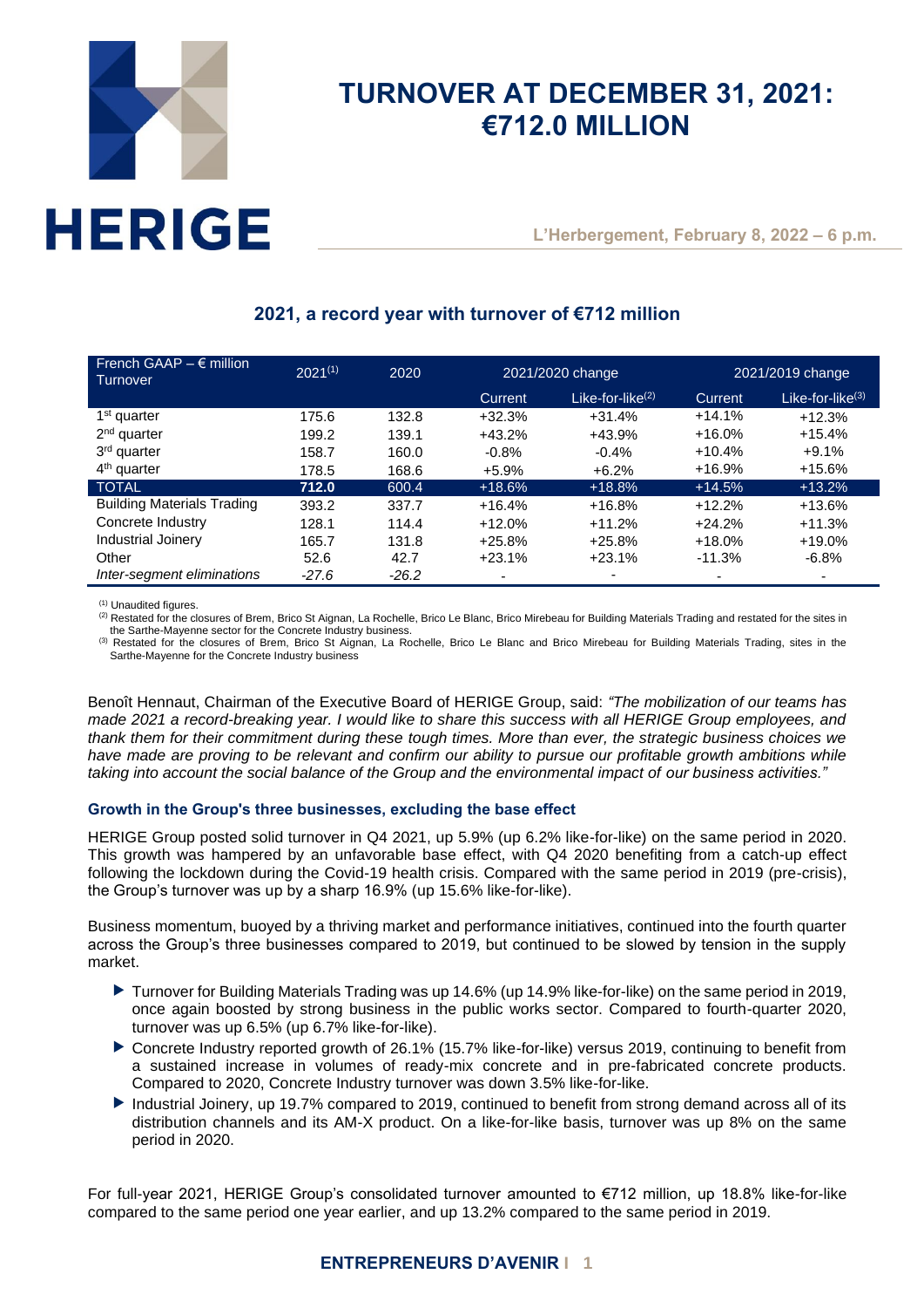# TURNOVER AT DECEMBER 31, 2021: €712.0 MILLION

**L'Herbergement, February 8, 2022 – 6 p.m.**

## 2021, a record year with turnover of €712 million

| French GAAP – € million Turnover | 2021[1] | 2020 | 2021/2020 change | | 2021/2019 change | |
|---|---|---|---|---|---|---|
| | | | Current | Like-for-like[2] | Current | Like-for-like[3] |
| 1st quarter | 175.6 | 132.8 | +32.3% | +31.4% | +14.1% | +12.3% |
| 2nd quarter | 199.2 | 139.1 | +43.2% | +43.9% | +16.0% | +15.4% |
| 3rd quarter | 158.7 | 160.0 | -0.8% | -0.4% | +10.4% | +9.1% |
| 4th quarter | 178.5 | 168.6 | +5.9% | +6.2% | +16.9% | +15.6% |
| **TOTAL** | **712.0** | 600.4 | +18.6% | +18.8% | +14.5% | +13.2% |
| Building Materials Trading | 393.2 | 337.7 | +16.4% | +16.8% | +12.2% | +13.6% |
| Concrete Industry | 128.1 | 114.4 | +12.0% | +11.2% | +24.2% | +11.3% |
| Industrial Joinery | 165.7 | 131.8 | +25.8% | +25.8% | +18.0% | +19.0% |
| Other | 52.6 | 42.7 | +23.1% | +23.1% | -11.3% | -6.8% |
| *Inter-segment eliminations* | *-27.6* | *-26.2* | - | - | - | - |

[1] Unaudited figures.
[2] Restated for the closures of Brem, Brico St Aignan, La Rochelle, Brico Le Blanc, Brico Mirebeau for Building Materials Trading and restated for the sites in the Sarthe-Mayenne sector for the Concrete Industry business.
[3] Restated for the closures of Brem, Brico St Aignan, La Rochelle, Brico Le Blanc and Brico Mirebeau for Building Materials Trading, sites in the Sarthe-Mayenne for the Concrete Industry business

Benoît Hennaut, Chairman of the Executive Board of HERIGE Group, said: *"The mobilization of our teams has made 2021 a record-breaking year. I would like to share this success with all HERIGE Group employees, and thank them for their commitment during these tough times. More than ever, the strategic business choices we have made are proving to be relevant and confirm our ability to pursue our profitable growth ambitions while taking into account the social balance of the Group and the environmental impact of our business activities."*

### Growth in the Group's three businesses, excluding the base effect

HERIGE Group posted solid turnover in Q4 2021, up 5.9% (up 6.2% like-for-like) on the same period in 2020. This growth was hampered by an unfavorable base effect, with Q4 2020 benefiting from a catch-up effect following the lockdown during the Covid-19 health crisis. Compared with the same period in 2019 (pre-crisis), the Group's turnover was up by a sharp 16.9% (up 15.6% like-for-like).

Business momentum, buoyed by a thriving market and performance initiatives, continued into the fourth quarter across the Group's three businesses compared to 2019, but continued to be slowed by tension in the supply market.

- Turnover for Building Materials Trading was up 14.6% (up 14.9% like-for-like) on the same period in 2019, once again boosted by strong business in the public works sector. Compared to fourth-quarter 2020, turnover was up 6.5% (up 6.7% like-for-like).
- Concrete Industry reported growth of 26.1% (15.7% like-for-like) versus 2019, continuing to benefit from a sustained increase in volumes of ready-mix concrete and in pre-fabricated concrete products. Compared to 2020, Concrete Industry turnover was down 3.5% like-for-like.
- Industrial Joinery, up 19.7% compared to 2019, continued to benefit from strong demand across all of its distribution channels and its AM-X product. On a like-for-like basis, turnover was up 8% on the same period in 2020.

For full-year 2021, HERIGE Group's consolidated turnover amounted to €712 million, up 18.8% like-for-like compared to the same period one year earlier, and up 13.2% compared to the same period in 2019.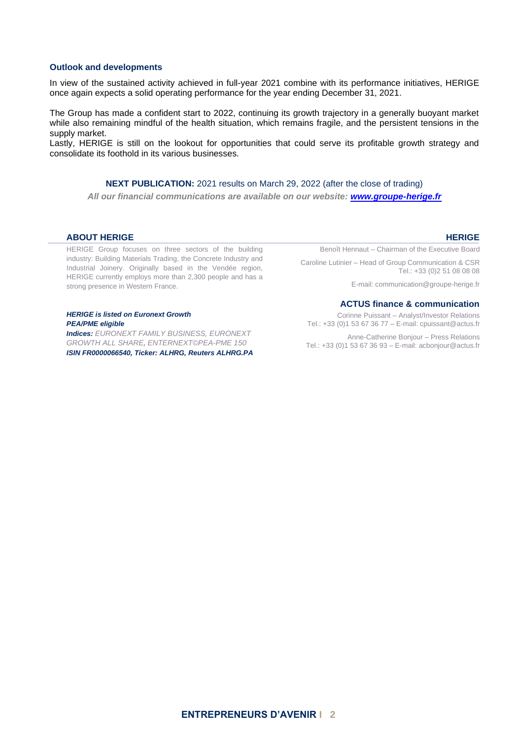### Outlook and developments

In view of the sustained activity achieved in full-year 2021 combine with its performance initiatives, HERIGE once again expects a solid operating performance for the year ending December 31, 2021.

The Group has made a confident start to 2022, continuing its growth trajectory in a generally buoyant market while also remaining mindful of the health situation, which remains fragile, and the persistent tensions in the supply market.

Lastly, HERIGE is still on the lookout for opportunities that could serve its profitable growth strategy and consolidate its foothold in its various businesses.

**NEXT PUBLICATION:** 2021 results on March 29, 2022 (after the close of trading)

***All our financial communications are available on our website: [www.groupe-herige.fr](http://www.groupe-herige.fr)***

### ABOUT HERIGE

HERIGE Group focuses on three sectors of the building industry: Building Materials Trading, the Concrete Industry and Industrial Joinery. Originally based in the Vendée region, HERIGE currently employs more than 2,300 people and has a strong presence in Western France.

***HERIGE is listed on Euronext Growth***
***PEA/PME eligible***
***Indices:*** *EURONEXT FAMILY BUSINESS, EURONEXT GROWTH ALL SHARE, ENTERNEXT©PEA-PME 150*
***ISIN FR0000066540, Ticker: ALHRG, Reuters ALHRG.PA***

### HERIGE

Benoît Hennaut – Chairman of the Executive Board

Caroline Lutinier – Head of Group Communication & CSR
Tel.: +33 (0)2 51 08 08 08

E-mail: communication@groupe-herige.fr

### ACTUS finance & communication

Corinne Puissant – Analyst/Investor Relations
Tel.: +33 (0)1 53 67 36 77 – E-mail: cpuissant@actus.fr

Anne-Catherine Bonjour – Press Relations
Tel.: +33 (0)1 53 67 36 93 – E-mail: acbonjour@actus.fr